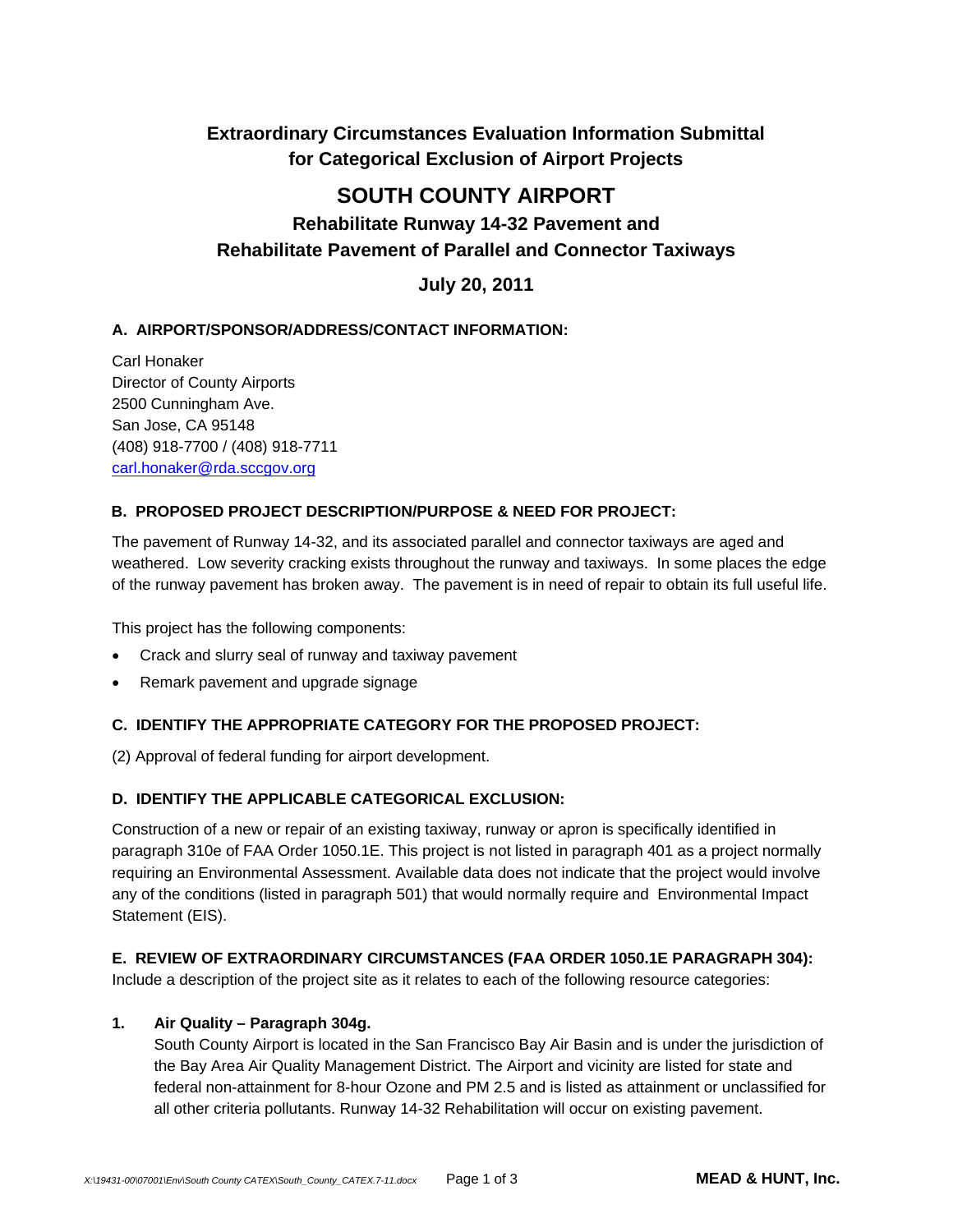# Extraordinary Circumstances Evaluation Information Submittal for Categorical Exclusion of Airport Projects

# SOUTH COUNTY AIRPORT

## Rehabilitate Runway 14-32 Pavement and Rehabilitate Pavement of Parallel and Connector Taxiways

### July 20, 2011

### A. AIRPORT/SPONSOR/ADDRESS/CONTACT INFORMATION:

Carl Honaker
Director of County Airports
2500 Cunningham Ave.
San Jose, CA 95148
(408) 918-7700 / (408) 918-7711
carl.honaker@rda.sccgov.org

### B. PROPOSED PROJECT DESCRIPTION/PURPOSE & NEED FOR PROJECT:

The pavement of Runway 14-32, and its associated parallel and connector taxiways are aged and weathered. Low severity cracking exists throughout the runway and taxiways. In some places the edge of the runway pavement has broken away. The pavement is in need of repair to obtain its full useful life.

This project has the following components:

- Crack and slurry seal of runway and taxiway pavement
- Remark pavement and upgrade signage

### C. IDENTIFY THE APPROPRIATE CATEGORY FOR THE PROPOSED PROJECT:

(2) Approval of federal funding for airport development.

### D. IDENTIFY THE APPLICABLE CATEGORICAL EXCLUSION:

Construction of a new or repair of an existing taxiway, runway or apron is specifically identified in paragraph 310e of FAA Order 1050.1E. This project is not listed in paragraph 401 as a project normally requiring an Environmental Assessment. Available data does not indicate that the project would involve any of the conditions (listed in paragraph 501) that would normally require and Environmental Impact Statement (EIS).

### E. REVIEW OF EXTRAORDINARY CIRCUMSTANCES (FAA ORDER 1050.1E PARAGRAPH 304):

Include a description of the project site as it relates to each of the following resource categories:

1. **Air Quality – Paragraph 304g.**
   South County Airport is located in the San Francisco Bay Air Basin and is under the jurisdiction of the Bay Area Air Quality Management District. The Airport and vicinity are listed for state and federal non-attainment for 8-hour Ozone and PM 2.5 and is listed as attainment or unclassified for all other criteria pollutants. Runway 14-32 Rehabilitation will occur on existing pavement.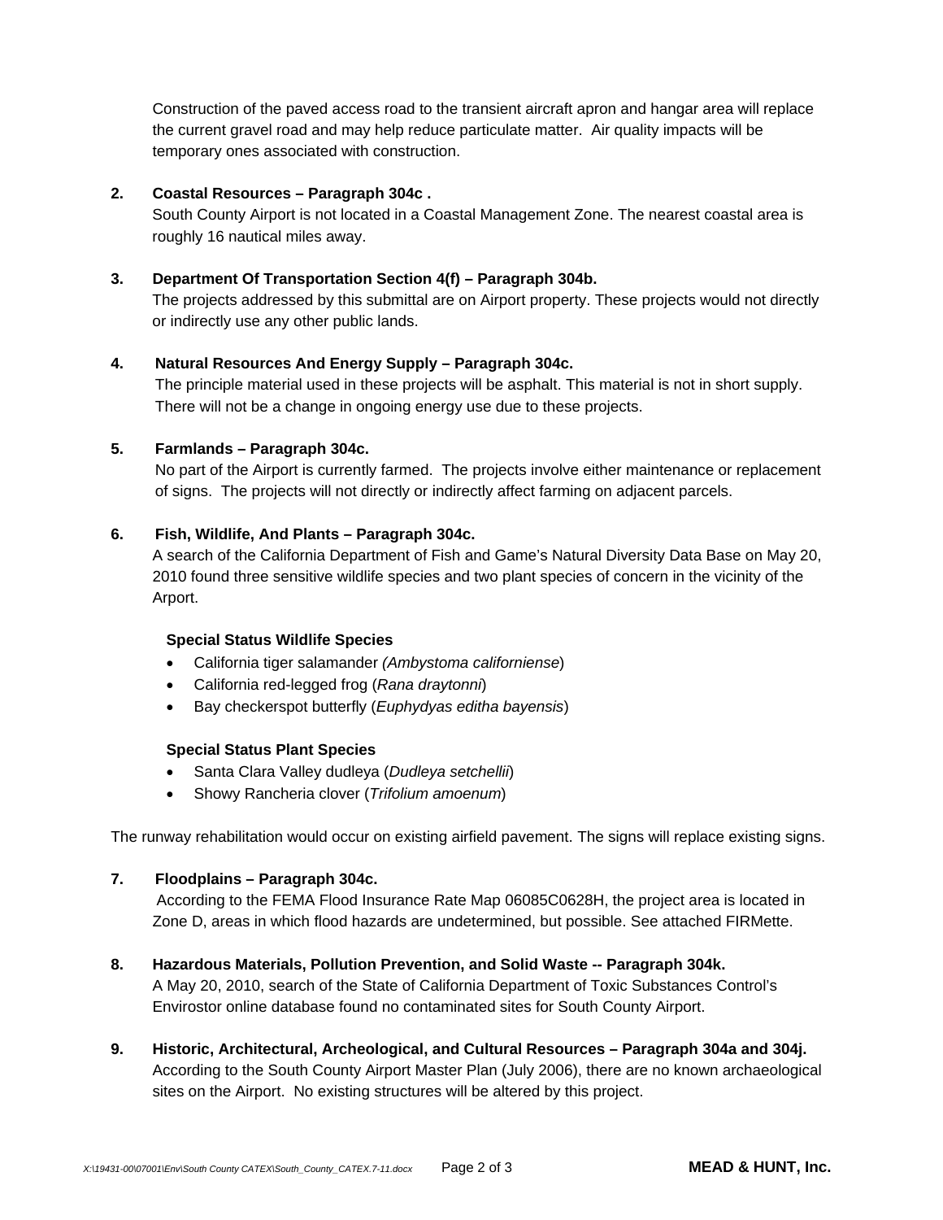Construction of the paved access road to the transient aircraft apron and hangar area will replace the current gravel road and may help reduce particulate matter. Air quality impacts will be temporary ones associated with construction.

**2. Coastal Resources – Paragraph 304c .**

South County Airport is not located in a Coastal Management Zone. The nearest coastal area is roughly 16 nautical miles away.

**3. Department Of Transportation Section 4(f) – Paragraph 304b.**

The projects addressed by this submittal are on Airport property. These projects would not directly or indirectly use any other public lands.

**4. Natural Resources And Energy Supply – Paragraph 304c.**

The principle material used in these projects will be asphalt. This material is not in short supply. There will not be a change in ongoing energy use due to these projects.

**5. Farmlands – Paragraph 304c.**

No part of the Airport is currently farmed. The projects involve either maintenance or replacement of signs. The projects will not directly or indirectly affect farming on adjacent parcels.

**6. Fish, Wildlife, And Plants – Paragraph 304c.**

A search of the California Department of Fish and Game's Natural Diversity Data Base on May 20, 2010 found three sensitive wildlife species and two plant species of concern in the vicinity of the Arport.

**Special Status Wildlife Species**

- California tiger salamander *(Ambystoma californiense*)
- California red-legged frog (*Rana draytonni*)
- Bay checkerspot butterfly (*Euphydyas editha bayensis*)

**Special Status Plant Species**

- Santa Clara Valley dudleya (*Dudleya setchellii*)
- Showy Rancheria clover (*Trifolium amoenum*)

The runway rehabilitation would occur on existing airfield pavement. The signs will replace existing signs.

**7. Floodplains – Paragraph 304c.**

According to the FEMA Flood Insurance Rate Map 06085C0628H, the project area is located in Zone D, areas in which flood hazards are undetermined, but possible. See attached FIRMette.

**8. Hazardous Materials, Pollution Prevention, and Solid Waste -- Paragraph 304k.**

A May 20, 2010, search of the State of California Department of Toxic Substances Control's Envirostor online database found no contaminated sites for South County Airport.

**9. Historic, Architectural, Archeological, and Cultural Resources – Paragraph 304a and 304j.**

According to the South County Airport Master Plan (July 2006), there are no known archaeological sites on the Airport. No existing structures will be altered by this project.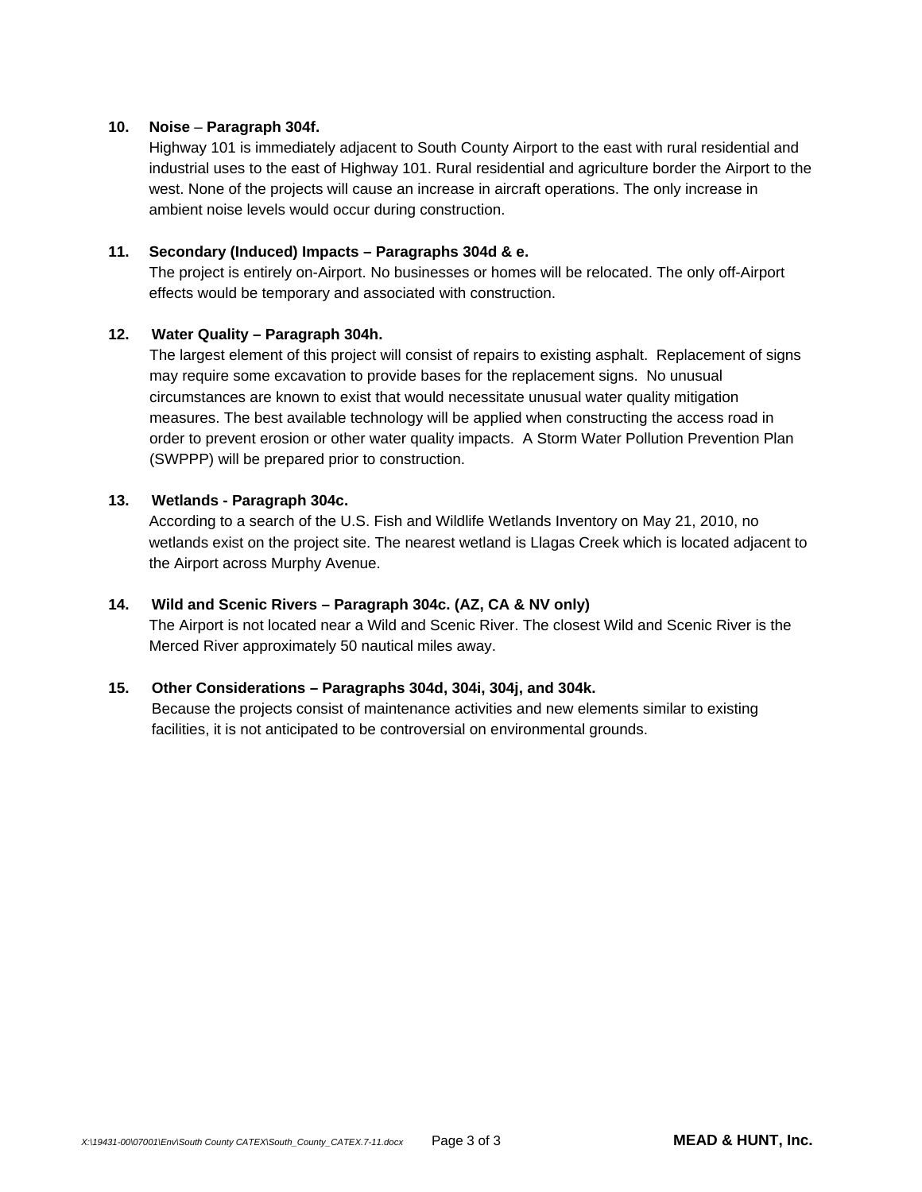**10. Noise – Paragraph 304f.**

Highway 101 is immediately adjacent to South County Airport to the east with rural residential and industrial uses to the east of Highway 101. Rural residential and agriculture border the Airport to the west. None of the projects will cause an increase in aircraft operations. The only increase in ambient noise levels would occur during construction.

**11. Secondary (Induced) Impacts – Paragraphs 304d & e.**

The project is entirely on-Airport. No businesses or homes will be relocated. The only off-Airport effects would be temporary and associated with construction.

**12. Water Quality – Paragraph 304h.**

The largest element of this project will consist of repairs to existing asphalt. Replacement of signs may require some excavation to provide bases for the replacement signs. No unusual circumstances are known to exist that would necessitate unusual water quality mitigation measures. The best available technology will be applied when constructing the access road in order to prevent erosion or other water quality impacts. A Storm Water Pollution Prevention Plan (SWPPP) will be prepared prior to construction.

**13. Wetlands - Paragraph 304c.**

According to a search of the U.S. Fish and Wildlife Wetlands Inventory on May 21, 2010, no wetlands exist on the project site. The nearest wetland is Llagas Creek which is located adjacent to the Airport across Murphy Avenue.

**14. Wild and Scenic Rivers – Paragraph 304c. (AZ, CA & NV only)**

The Airport is not located near a Wild and Scenic River. The closest Wild and Scenic River is the Merced River approximately 50 nautical miles away.

**15. Other Considerations – Paragraphs 304d, 304i, 304j, and 304k.**

Because the projects consist of maintenance activities and new elements similar to existing facilities, it is not anticipated to be controversial on environmental grounds.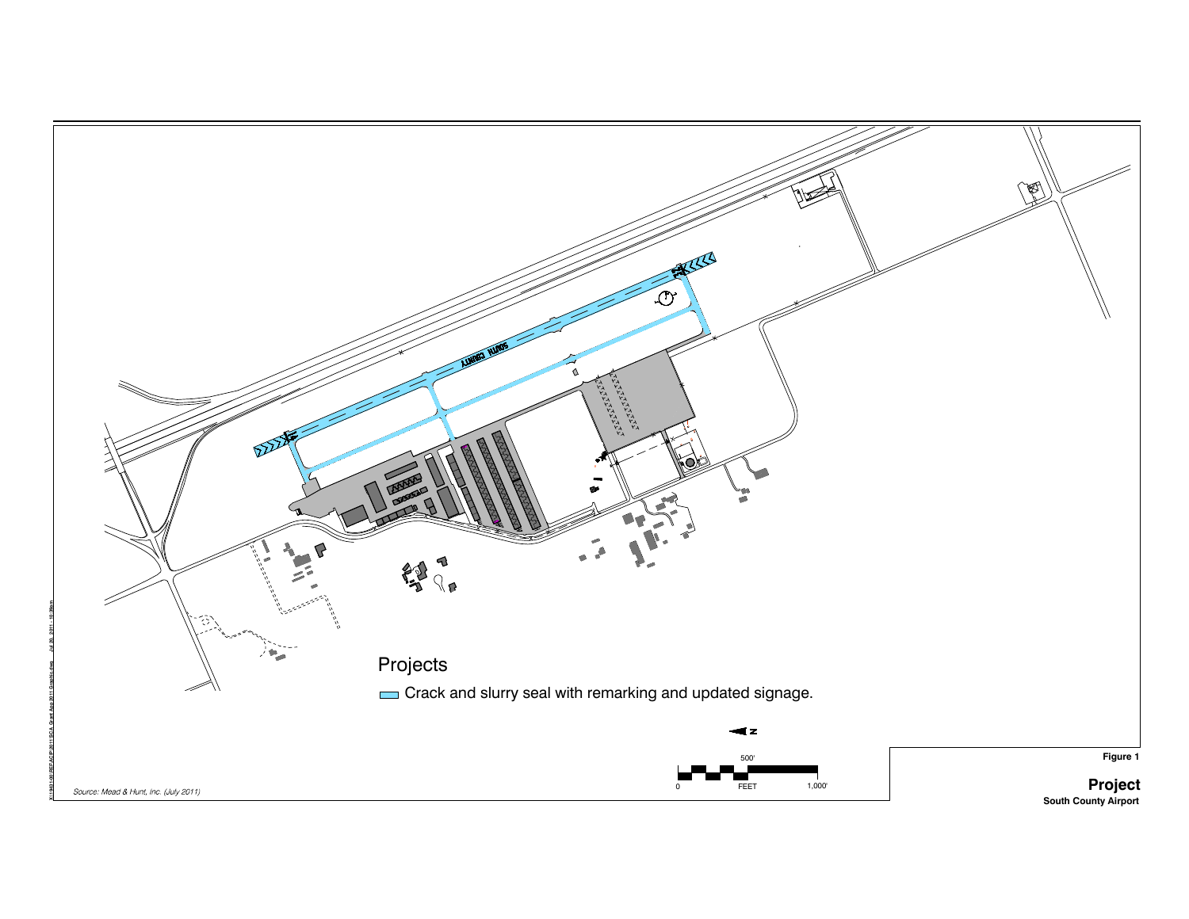Projects

Crack and slurry seal with remarking and updated signage.

Source: Mead & Hunt, Inc. (July 2011)

**Figure 1**

**Project**
**South County Airport**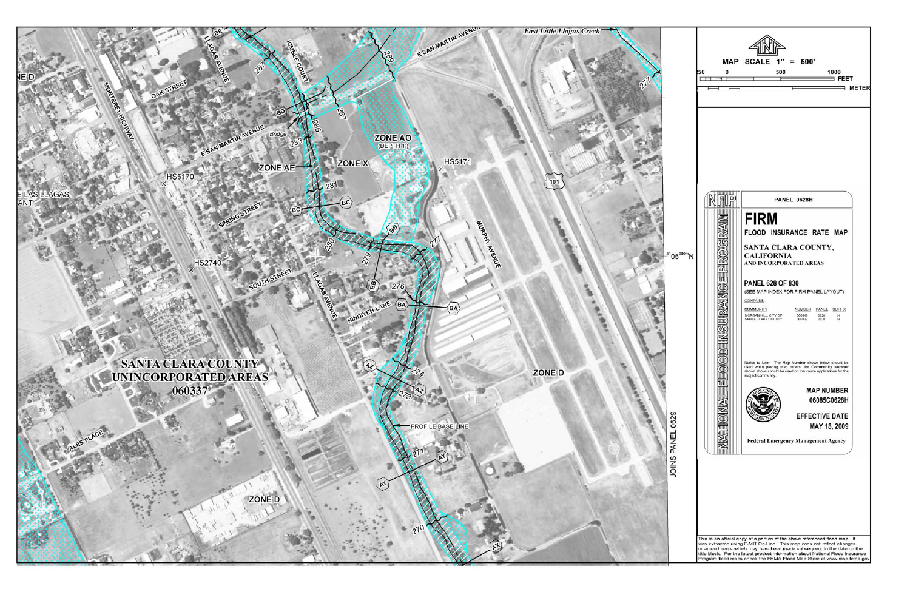MAP SCALE 1" = 500'

250 0 500 1000 FEET

METERS

PANEL 0628H

# FIRM

## FLOOD INSURANCE RATE MAP

**SANTA CLARA COUNTY, CALIFORNIA AND INCORPORATED AREAS**

**PANEL 628 OF 830**

(SEE MAP INDEX FOR FIRM PANEL LAYOUT)

CONTAINS:

| COMMUNITY | NUMBER | PANEL | SUFFIX |
| --- | --- | --- | --- |
| MORGAN HILL, CITY OF | 060346 | 0628 | H |
| SANTA CLARA COUNTY | 060337 | 0628 | H |

Notice to User: The **Map Number** shown below should be used when placing map orders; the **Community Number** shown above should be used on insurance applications for the subject community.

**MAP NUMBER 06085C0628H**

**EFFECTIVE DATE MAY 18, 2009**

Federal Emergency Management Agency

NATIONAL FLOOD INSURANCE PROGRAM

This is an official copy of a portion of the above referenced flood map. It was extracted using F-MIT On-Line. This map does not reflect changes or amendments which may have been made subsequent to the date on the title block. For the latest product information about National Flood Insurance Program flood maps check the FEMA Flood Map Store at www.msc.fema.gov

JOINS PANEL 0629

SANTA CLARA COUNTY UNINCORPORATED AREAS 060337

ZONE AE

ZONE X

ZONE AO (DEPTH 1)

ZONE D

ZONE D

ZONE D

East Little Llagas Creek

E SAN MARTIN AVENUE

E SAN MARTIN AVENUE

MONTEREY HIGHWAY

LLAGAS AVENUE

LLAGAS AVENUE

KIMBLE COURT

OAK STREET

SPRING STREET

SOUTH STREET

HINDIYEH LANE

MURPHY AVENUE

ALES PLACE

E LAS LLAGAS ANT

Bridge

PROFILE BASE LINE

HS5170

HS5171

HS2740

101

4105000mN

287 289 287 286 283 281 280 279 277 276 274 273 271 270 277

BE BD BC BC BB BB BA BA AZ AZ AY AY AX